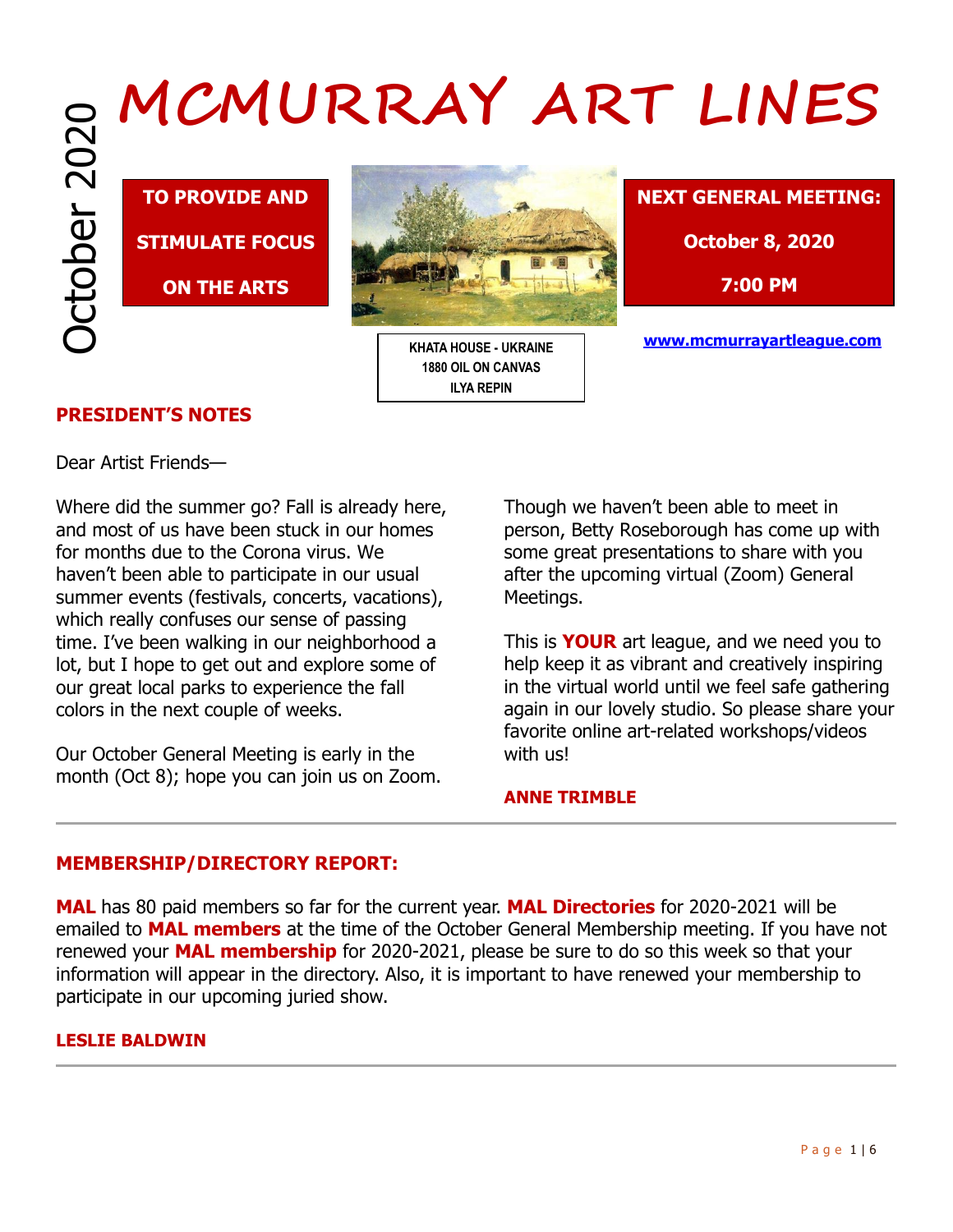# MCMURRAY ART LINES

October 2020

**TO PROVIDE AND STIMULATE FOCUS ON THE ARTS**

KHATA HOUSE - UKRAINE
1880 OIL ON CANVAS
ILYA REPIN

**NEXT GENERAL MEETING:**

**October 8, 2020**

**7:00 PM**

www.mcmurrayartleague.com

## PRESIDENT'S NOTES

Dear Artist Friends—

Where did the summer go? Fall is already here, and most of us have been stuck in our homes for months due to the Corona virus. We haven't been able to participate in our usual summer events (festivals, concerts, vacations), which really confuses our sense of passing time. I've been walking in our neighborhood a lot, but I hope to get out and explore some of our great local parks to experience the fall colors in the next couple of weeks.

Our October General Meeting is early in the month (Oct 8); hope you can join us on Zoom.

Though we haven't been able to meet in person, Betty Roseborough has come up with some great presentations to share with you after the upcoming virtual (Zoom) General Meetings.

This is **YOUR** art league, and we need you to help keep it as vibrant and creatively inspiring in the virtual world until we feel safe gathering again in our lovely studio. So please share your favorite online art-related workshops/videos with us!

**ANNE TRIMBLE**

---

## MEMBERSHIP/DIRECTORY REPORT:

**MAL** has 80 paid members so far for the current year. **MAL Directories** for 2020-2021 will be emailed to **MAL members** at the time of the October General Membership meeting. If you have not renewed your **MAL membership** for 2020-2021, please be sure to do so this week so that your information will appear in the directory. Also, it is important to have renewed your membership to participate in our upcoming juried show.

**LESLIE BALDWIN**

---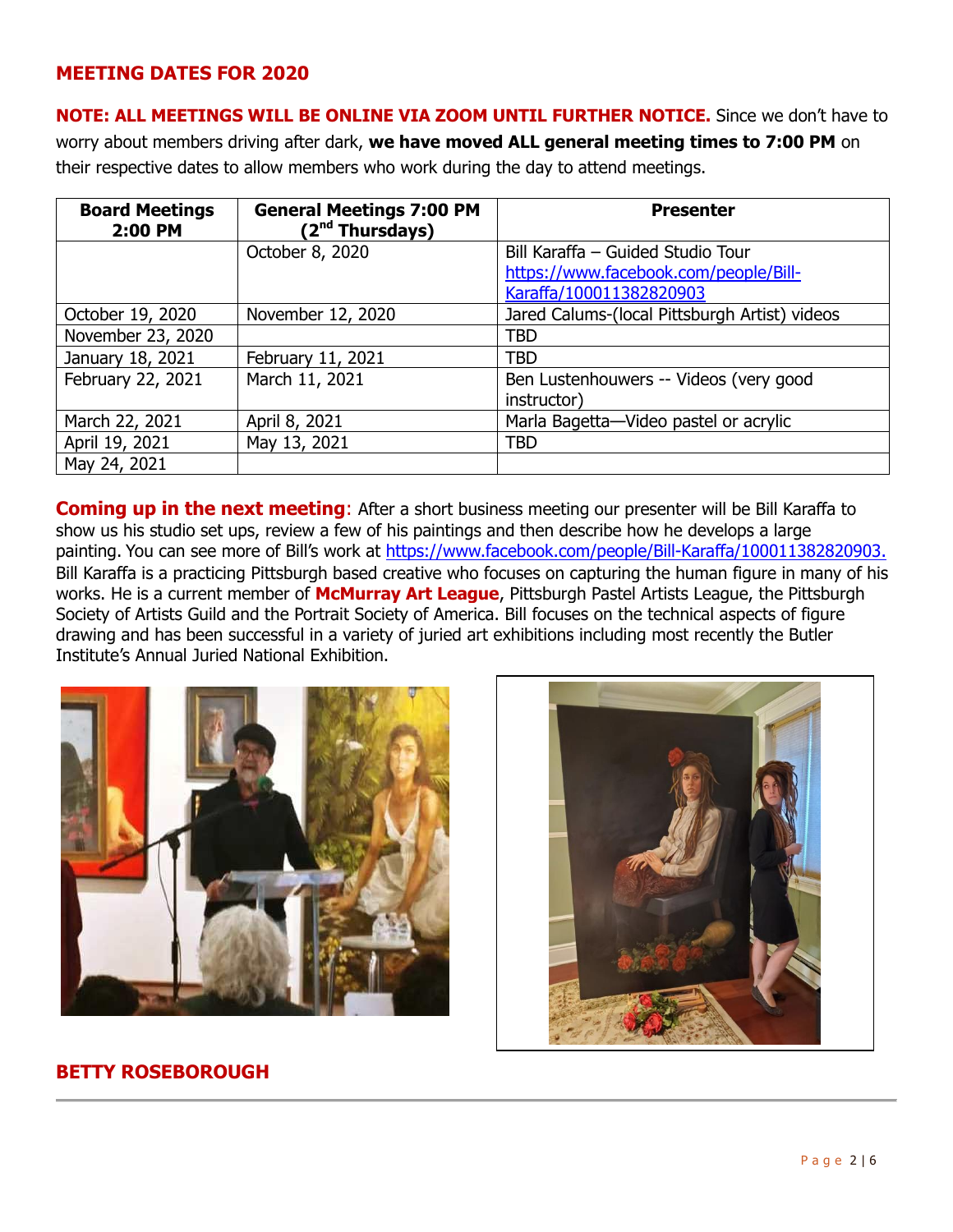## MEETING DATES FOR 2020

**NOTE: ALL MEETINGS WILL BE ONLINE VIA ZOOM UNTIL FURTHER NOTICE.** Since we don't have to worry about members driving after dark, **we have moved ALL general meeting times to 7:00 PM** on their respective dates to allow members who work during the day to attend meetings.

| Board Meetings 2:00 PM | General Meetings 7:00 PM (2nd Thursdays) | Presenter |
|---|---|---|
| | October 8, 2020 | Bill Karaffa – Guided Studio Tour https://www.facebook.com/people/Bill-Karaffa/100011382820903 |
| October 19, 2020 | November 12, 2020 | Jared Calums-(local Pittsburgh Artist) videos |
| November 23, 2020 | | TBD |
| January 18, 2021 | February 11, 2021 | TBD |
| February 22, 2021 | March 11, 2021 | Ben Lustenhouwers -- Videos (very good instructor) |
| March 22, 2021 | April 8, 2021 | Marla Bagetta—Video pastel or acrylic |
| April 19, 2021 | May 13, 2021 | TBD |
| May 24, 2021 | | |

**Coming up in the next meeting**: After a short business meeting our presenter will be Bill Karaffa to show us his studio set ups, review a few of his paintings and then describe how he develops a large painting. You can see more of Bill's work at https://www.facebook.com/people/Bill-Karaffa/100011382820903. Bill Karaffa is a practicing Pittsburgh based creative who focuses on capturing the human figure in many of his works. He is a current member of **McMurray Art League**, Pittsburgh Pastel Artists League, the Pittsburgh Society of Artists Guild and the Portrait Society of America. Bill focuses on the technical aspects of figure drawing and has been successful in a variety of juried art exhibitions including most recently the Butler Institute's Annual Juried National Exhibition.

**BETTY ROSEBOROUGH**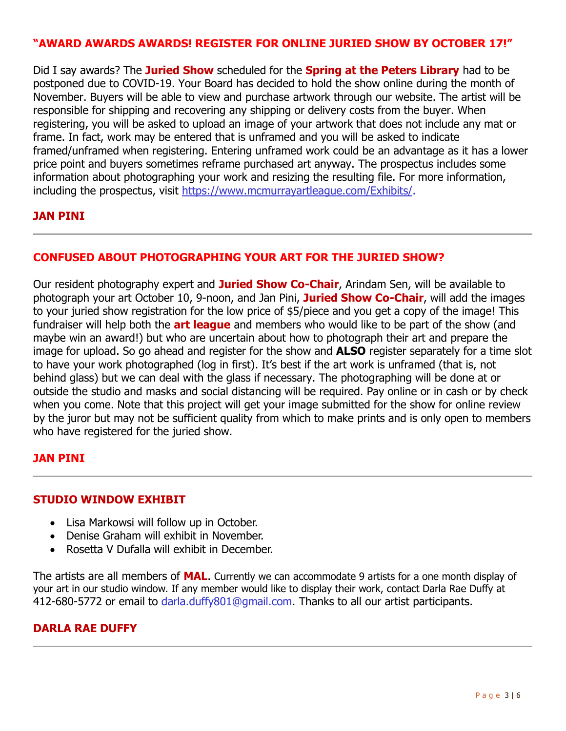## "AWARD AWARDS AWARDS! REGISTER FOR ONLINE JURIED SHOW BY OCTOBER 17!"

Did I say awards? The **Juried Show** scheduled for the **Spring at the Peters Library** had to be postponed due to COVID-19. Your Board has decided to hold the show online during the month of November. Buyers will be able to view and purchase artwork through our website. The artist will be responsible for shipping and recovering any shipping or delivery costs from the buyer. When registering, you will be asked to upload an image of your artwork that does not include any mat or frame. In fact, work may be entered that is unframed and you will be asked to indicate framed/unframed when registering. Entering unframed work could be an advantage as it has a lower price point and buyers sometimes reframe purchased art anyway. The prospectus includes some information about photographing your work and resizing the resulting file. For more information, including the prospectus, visit https://www.mcmurrayartleague.com/Exhibits/.

**JAN PINI**

---

## CONFUSED ABOUT PHOTOGRAPHING YOUR ART FOR THE JURIED SHOW?

Our resident photography expert and **Juried Show Co-Chair**, Arindam Sen, will be available to photograph your art October 10, 9-noon, and Jan Pini, **Juried Show Co-Chair**, will add the images to your juried show registration for the low price of $5/piece and you get a copy of the image! This fundraiser will help both the **art league** and members who would like to be part of the show (and maybe win an award!) but who are uncertain about how to photograph their art and prepare the image for upload. So go ahead and register for the show and **ALSO** register separately for a time slot to have your work photographed (log in first). It's best if the art work is unframed (that is, not behind glass) but we can deal with the glass if necessary. The photographing will be done at or outside the studio and masks and social distancing will be required. Pay online or in cash or by check when you come. Note that this project will get your image submitted for the show for online review by the juror but may not be sufficient quality from which to make prints and is only open to members who have registered for the juried show.

**JAN PINI**

---

## STUDIO WINDOW EXHIBIT

- Lisa Markowsi will follow up in October.
- Denise Graham will exhibit in November.
- Rosetta V Dufalla will exhibit in December.

The artists are all members of **MAL**. Currently we can accommodate 9 artists for a one month display of your art in our studio window. If any member would like to display their work, contact Darla Rae Duffy at 412-680-5772 or email to darla.duffy801@gmail.com. Thanks to all our artist participants.

**DARLA RAE DUFFY**

---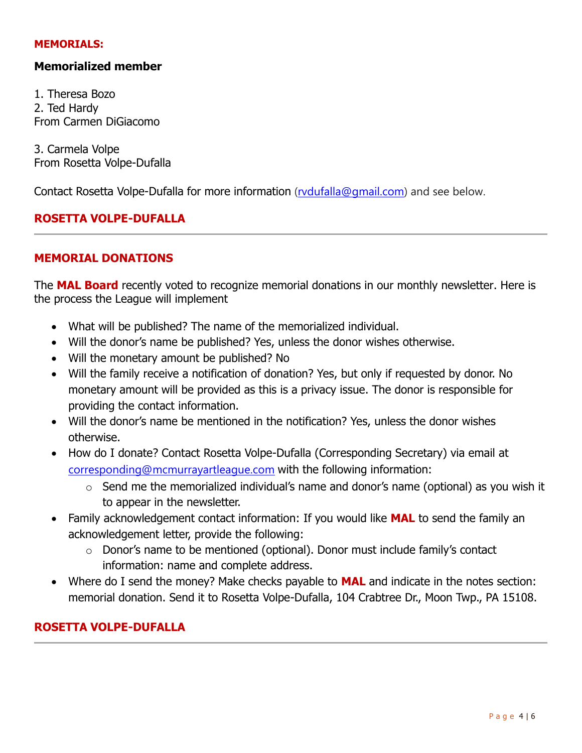**MEMORIALS:**

**Memorialized member**

1. Theresa Bozo
2. Ted Hardy

From Carmen DiGiacomo

3. Carmela Volpe

From Rosetta Volpe-Dufalla

Contact Rosetta Volpe-Dufalla for more information (rvdufalla@gmail.com) and see below.

**ROSETTA VOLPE-DUFALLA**

---

## MEMORIAL DONATIONS

The **MAL Board** recently voted to recognize memorial donations in our monthly newsletter. Here is the process the League will implement

- What will be published? The name of the memorialized individual.
- Will the donor's name be published? Yes, unless the donor wishes otherwise.
- Will the monetary amount be published? No
- Will the family receive a notification of donation? Yes, but only if requested by donor. No monetary amount will be provided as this is a privacy issue. The donor is responsible for providing the contact information.
- Will the donor's name be mentioned in the notification? Yes, unless the donor wishes otherwise.
- How do I donate? Contact Rosetta Volpe-Dufalla (Corresponding Secretary) via email at corresponding@mcmurrayartleague.com with the following information:
  - Send me the memorialized individual's name and donor's name (optional) as you wish it to appear in the newsletter.
- Family acknowledgement contact information: If you would like **MAL** to send the family an acknowledgement letter, provide the following:
  - Donor's name to be mentioned (optional). Donor must include family's contact information: name and complete address.
- Where do I send the money? Make checks payable to **MAL** and indicate in the notes section: memorial donation. Send it to Rosetta Volpe-Dufalla, 104 Crabtree Dr., Moon Twp., PA 15108.

**ROSETTA VOLPE-DUFALLA**

---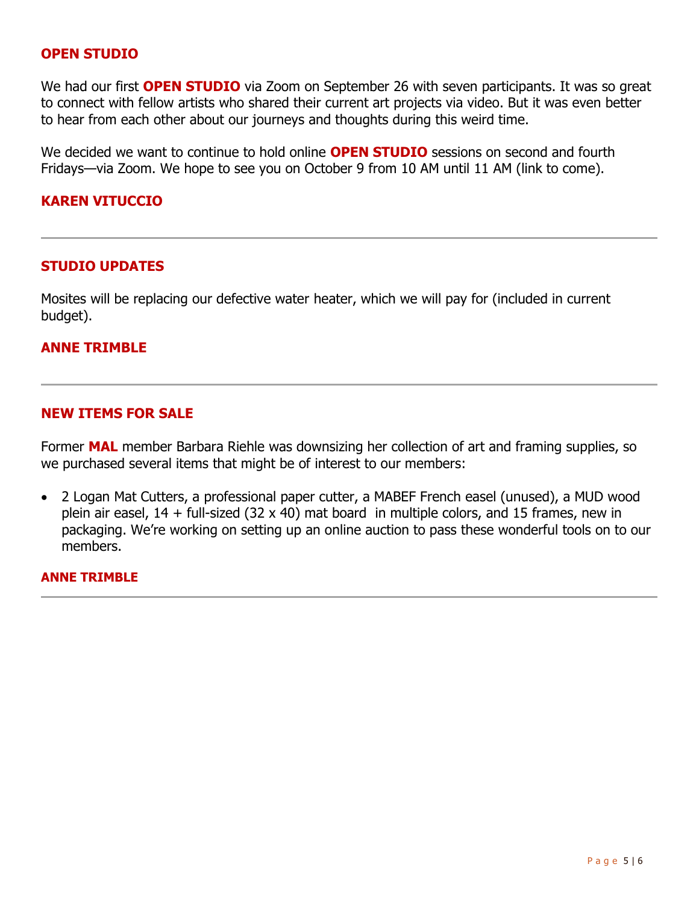## OPEN STUDIO

We had our first **OPEN STUDIO** via Zoom on September 26 with seven participants. It was so great to connect with fellow artists who shared their current art projects via video. But it was even better to hear from each other about our journeys and thoughts during this weird time.

We decided we want to continue to hold online **OPEN STUDIO** sessions on second and fourth Fridays—via Zoom. We hope to see you on October 9 from 10 AM until 11 AM (link to come).

**KAREN VITUCCIO**

---

## STUDIO UPDATES

Mosites will be replacing our defective water heater, which we will pay for (included in current budget).

**ANNE TRIMBLE**

---

## NEW ITEMS FOR SALE

Former **MAL** member Barbara Riehle was downsizing her collection of art and framing supplies, so we purchased several items that might be of interest to our members:

- 2 Logan Mat Cutters, a professional paper cutter, a MABEF French easel (unused), a MUD wood plein air easel, 14 + full-sized (32 x 40) mat board in multiple colors, and 15 frames, new in packaging. We're working on setting up an online auction to pass these wonderful tools on to our members.

**ANNE TRIMBLE**

---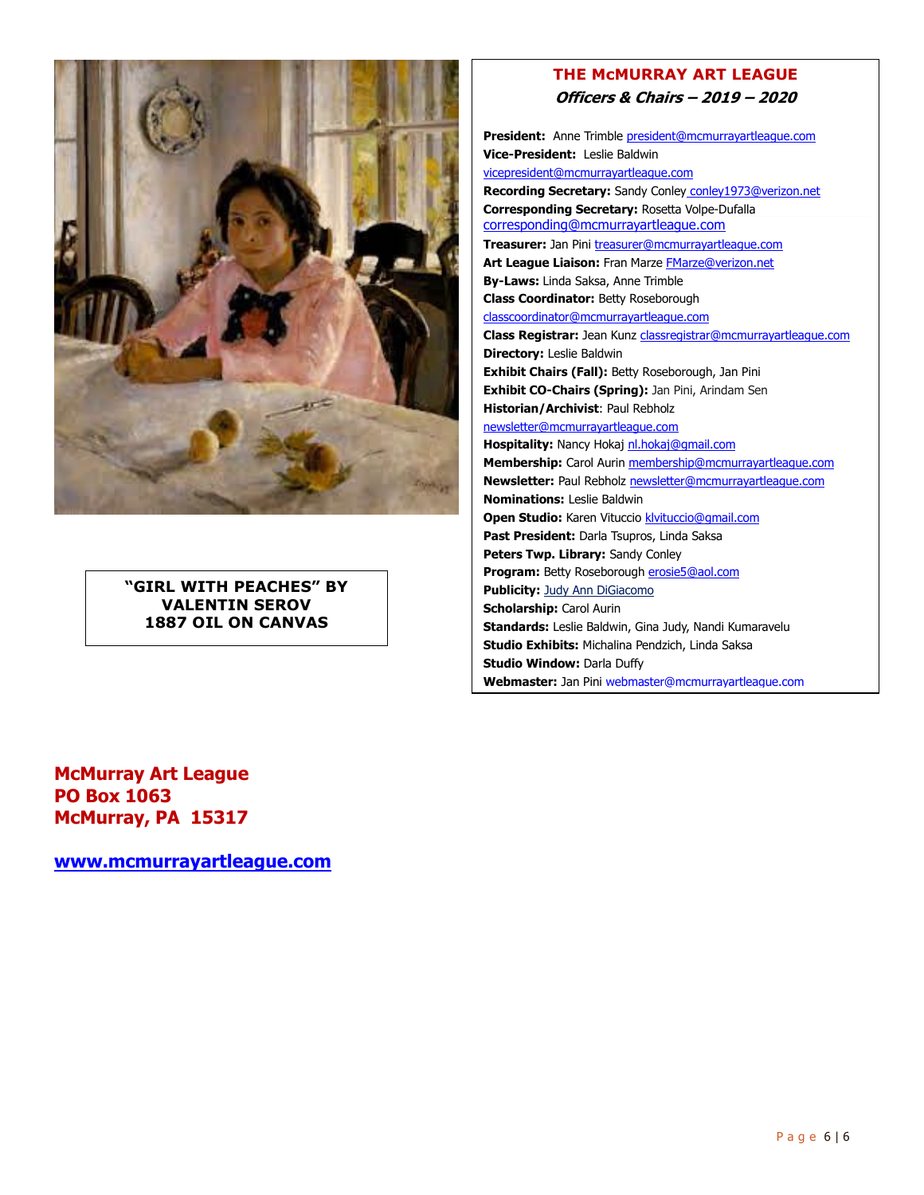"GIRL WITH PEACHES" BY VALENTIN SEROV
1887 OIL ON CANVAS

## THE McMURRAY ART LEAGUE

### *Officers & Chairs – 2019 – 2020*

**President:** Anne Trimble president@mcmurrayartleague.com
**Vice-President:** Leslie Baldwin vicepresident@mcmurrayartleague.com
**Recording Secretary:** Sandy Conley conley1973@verizon.net
**Corresponding Secretary:** Rosetta Volpe-Dufalla corresponding@mcmurrayartleague.com
**Treasurer:** Jan Pini treasurer@mcmurrayartleague.com
**Art League Liaison:** Fran Marze FMarze@verizon.net
**By-Laws:** Linda Saksa, Anne Trimble
**Class Coordinator:** Betty Roseborough classcoordinator@mcmurrayartleague.com
**Class Registrar:** Jean Kunz classregistrar@mcmurrayartleague.com
**Directory:** Leslie Baldwin
**Exhibit Chairs (Fall):** Betty Roseborough, Jan Pini
**Exhibit CO-Chairs (Spring):** Jan Pini, Arindam Sen
**Historian/Archivist**: Paul Rebholz newsletter@mcmurrayartleague.com
**Hospitality:** Nancy Hokaj nl.hokaj@gmail.com
**Membership:** Carol Aurin membership@mcmurrayartleague.com
**Newsletter:** Paul Rebholz newsletter@mcmurrayartleague.com
**Nominations:** Leslie Baldwin
**Open Studio:** Karen Vituccio klvituccio@gmail.com
**Past President:** Darla Tsupros, Linda Saksa
**Peters Twp. Library:** Sandy Conley
**Program:** Betty Roseborough erosie5@aol.com
**Publicity:** Judy Ann DiGiacomo
**Scholarship:** Carol Aurin
**Standards:** Leslie Baldwin, Gina Judy, Nandi Kumaravelu
**Studio Exhibits:** Michalina Pendzich, Linda Saksa
**Studio Window:** Darla Duffy
**Webmaster:** Jan Pini webmaster@mcmurrayartleague.com

**McMurray Art League**
**PO Box 1063**
**McMurray, PA 15317**

**www.mcmurrayartleague.com**